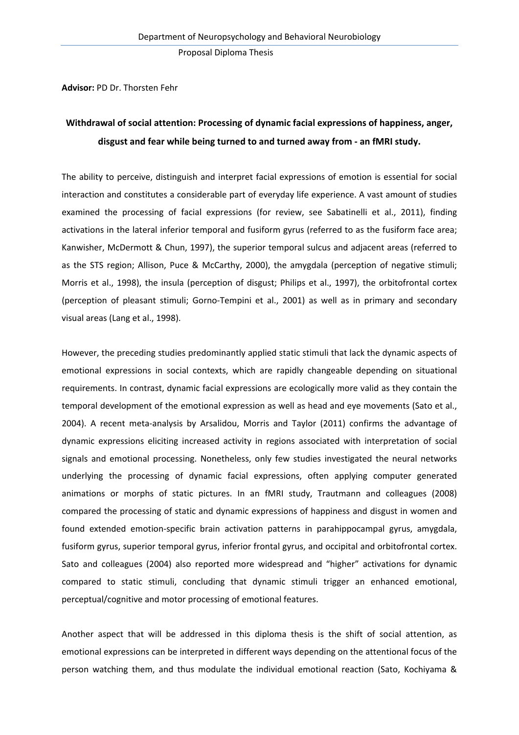Department of Neuropsychology and Behavioral Neurobiology

Proposal Diploma Thesis

**Advisor:** PD Dr. Thorsten Fehr

# Withdrawal of social attention: Processing of dynamic facial expressions of happiness, anger, disgust and fear while being turned to and turned away from - an fMRI study.

The ability to perceive, distinguish and interpret facial expressions of emotion is essential for social interaction and constitutes a considerable part of everyday life experience. A vast amount of studies examined the processing of facial expressions (for review, see Sabatinelli et al., 2011), finding activations in the lateral inferior temporal and fusiform gyrus (referred to as the fusiform face area; Kanwisher, McDermott & Chun, 1997), the superior temporal sulcus and adjacent areas (referred to as the STS region; Allison, Puce & McCarthy, 2000), the amygdala (perception of negative stimuli; Morris et al., 1998), the insula (perception of disgust; Philips et al., 1997), the orbitofrontal cortex (perception of pleasant stimuli; Gorno-Tempini et al., 2001) as well as in primary and secondary visual areas (Lang et al., 1998).

However, the preceding studies predominantly applied static stimuli that lack the dynamic aspects of emotional expressions in social contexts, which are rapidly changeable depending on situational requirements. In contrast, dynamic facial expressions are ecologically more valid as they contain the temporal development of the emotional expression as well as head and eye movements (Sato et al., 2004). A recent meta-analysis by Arsalidou, Morris and Taylor (2011) confirms the advantage of dynamic expressions eliciting increased activity in regions associated with interpretation of social signals and emotional processing. Nonetheless, only few studies investigated the neural networks underlying the processing of dynamic facial expressions, often applying computer generated animations or morphs of static pictures. In an fMRI study, Trautmann and colleagues (2008) compared the processing of static and dynamic expressions of happiness and disgust in women and found extended emotion-specific brain activation patterns in parahippocampal gyrus, amygdala, fusiform gyrus, superior temporal gyrus, inferior frontal gyrus, and occipital and orbitofrontal cortex. Sato and colleagues (2004) also reported more widespread and "higher" activations for dynamic compared to static stimuli, concluding that dynamic stimuli trigger an enhanced emotional, perceptual/cognitive and motor processing of emotional features.

Another aspect that will be addressed in this diploma thesis is the shift of social attention, as emotional expressions can be interpreted in different ways depending on the attentional focus of the person watching them, and thus modulate the individual emotional reaction (Sato, Kochiyama &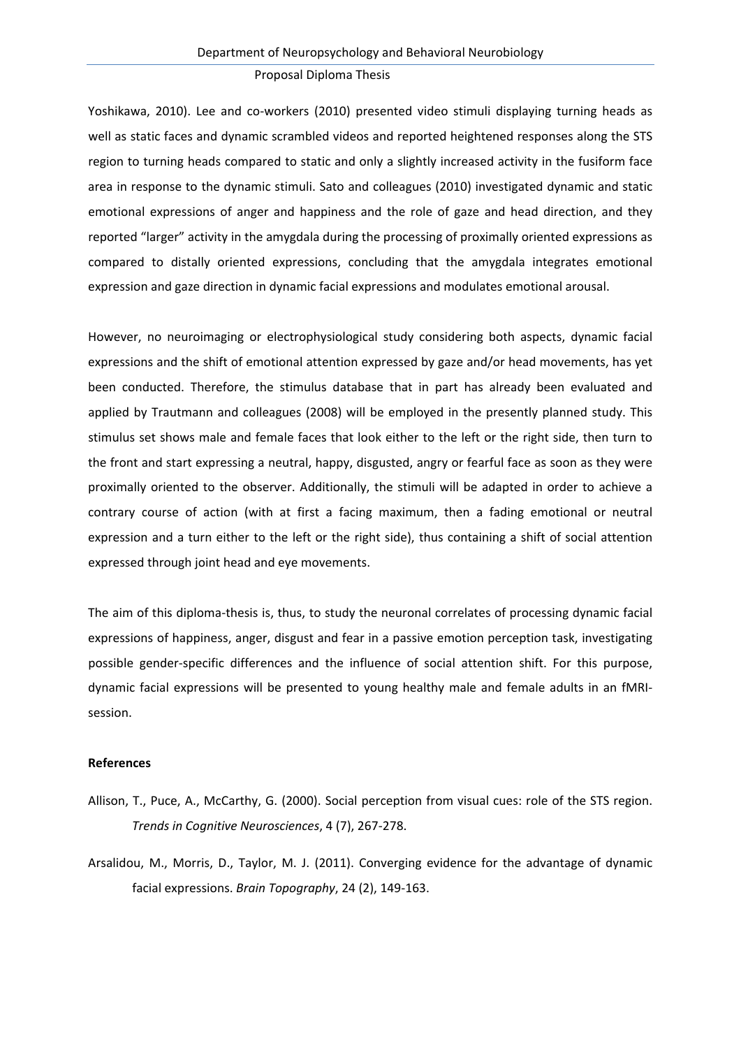Yoshikawa, 2010). Lee and co-workers (2010) presented video stimuli displaying turning heads as well as static faces and dynamic scrambled videos and reported heightened responses along the STS region to turning heads compared to static and only a slightly increased activity in the fusiform face area in response to the dynamic stimuli. Sato and colleagues (2010) investigated dynamic and static emotional expressions of anger and happiness and the role of gaze and head direction, and they reported "larger" activity in the amygdala during the processing of proximally oriented expressions as compared to distally oriented expressions, concluding that the amygdala integrates emotional expression and gaze direction in dynamic facial expressions and modulates emotional arousal.

However, no neuroimaging or electrophysiological study considering both aspects, dynamic facial expressions and the shift of emotional attention expressed by gaze and/or head movements, has yet been conducted. Therefore, the stimulus database that in part has already been evaluated and applied by Trautmann and colleagues (2008) will be employed in the presently planned study. This stimulus set shows male and female faces that look either to the left or the right side, then turn to the front and start expressing a neutral, happy, disgusted, angry or fearful face as soon as they were proximally oriented to the observer. Additionally, the stimuli will be adapted in order to achieve a contrary course of action (with at first a facing maximum, then a fading emotional or neutral expression and a turn either to the left or the right side), thus containing a shift of social attention expressed through joint head and eye movements.

The aim of this diploma-thesis is, thus, to study the neuronal correlates of processing dynamic facial expressions of happiness, anger, disgust and fear in a passive emotion perception task, investigating possible gender-specific differences and the influence of social attention shift. For this purpose, dynamic facial expressions will be presented to young healthy male and female adults in an fMRI-session.

**References**

Allison, T., Puce, A., McCarthy, G. (2000). Social perception from visual cues: role of the STS region. *Trends in Cognitive Neurosciences*, 4 (7), 267-278.

Arsalidou, M., Morris, D., Taylor, M. J. (2011). Converging evidence for the advantage of dynamic facial expressions. *Brain Topography*, 24 (2), 149-163.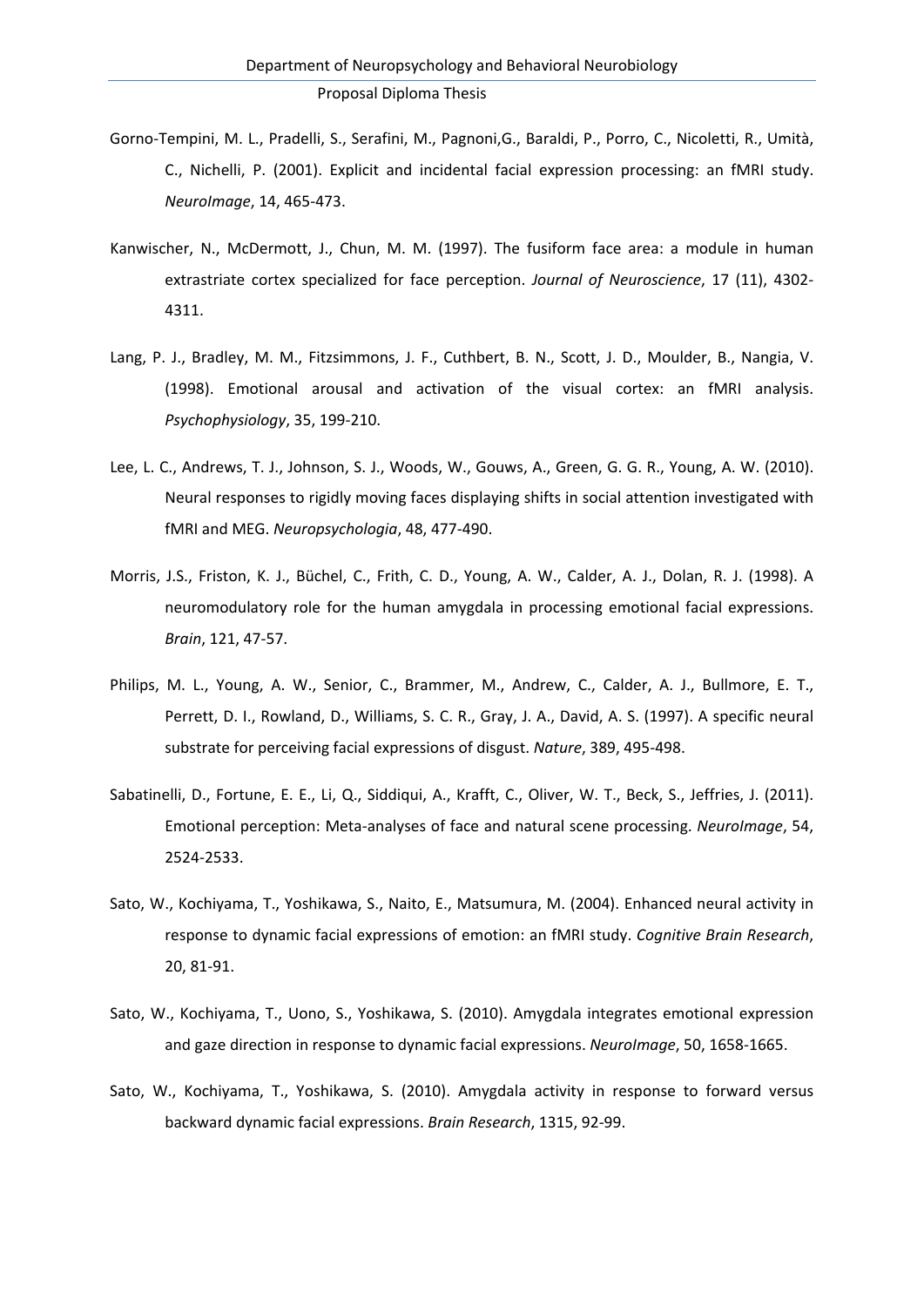Gorno-Tempini, M. L., Pradelli, S., Serafini, M., Pagnoni,G., Baraldi, P., Porro, C., Nicoletti, R., Umità, C., Nichelli, P. (2001). Explicit and incidental facial expression processing: an fMRI study. *NeuroImage*, 14, 465-473.

Kanwischer, N., McDermott, J., Chun, M. M. (1997). The fusiform face area: a module in human extrastriate cortex specialized for face perception. *Journal of Neuroscience*, 17 (11), 4302-4311.

Lang, P. J., Bradley, M. M., Fitzsimmons, J. F., Cuthbert, B. N., Scott, J. D., Moulder, B., Nangia, V. (1998). Emotional arousal and activation of the visual cortex: an fMRI analysis. *Psychophysiology*, 35, 199-210.

Lee, L. C., Andrews, T. J., Johnson, S. J., Woods, W., Gouws, A., Green, G. G. R., Young, A. W. (2010). Neural responses to rigidly moving faces displaying shifts in social attention investigated with fMRI and MEG. *Neuropsychologia*, 48, 477-490.

Morris, J.S., Friston, K. J., Büchel, C., Frith, C. D., Young, A. W., Calder, A. J., Dolan, R. J. (1998). A neuromodulatory role for the human amygdala in processing emotional facial expressions. *Brain*, 121, 47-57.

Philips, M. L., Young, A. W., Senior, C., Brammer, M., Andrew, C., Calder, A. J., Bullmore, E. T., Perrett, D. I., Rowland, D., Williams, S. C. R., Gray, J. A., David, A. S. (1997). A specific neural substrate for perceiving facial expressions of disgust. *Nature*, 389, 495-498.

Sabatinelli, D., Fortune, E. E., Li, Q., Siddiqui, A., Krafft, C., Oliver, W. T., Beck, S., Jeffries, J. (2011). Emotional perception: Meta-analyses of face and natural scene processing. *NeuroImage*, 54, 2524-2533.

Sato, W., Kochiyama, T., Yoshikawa, S., Naito, E., Matsumura, M. (2004). Enhanced neural activity in response to dynamic facial expressions of emotion: an fMRI study. *Cognitive Brain Research*, 20, 81-91.

Sato, W., Kochiyama, T., Uono, S., Yoshikawa, S. (2010). Amygdala integrates emotional expression and gaze direction in response to dynamic facial expressions. *NeuroImage*, 50, 1658-1665.

Sato, W., Kochiyama, T., Yoshikawa, S. (2010). Amygdala activity in response to forward versus backward dynamic facial expressions. *Brain Research*, 1315, 92-99.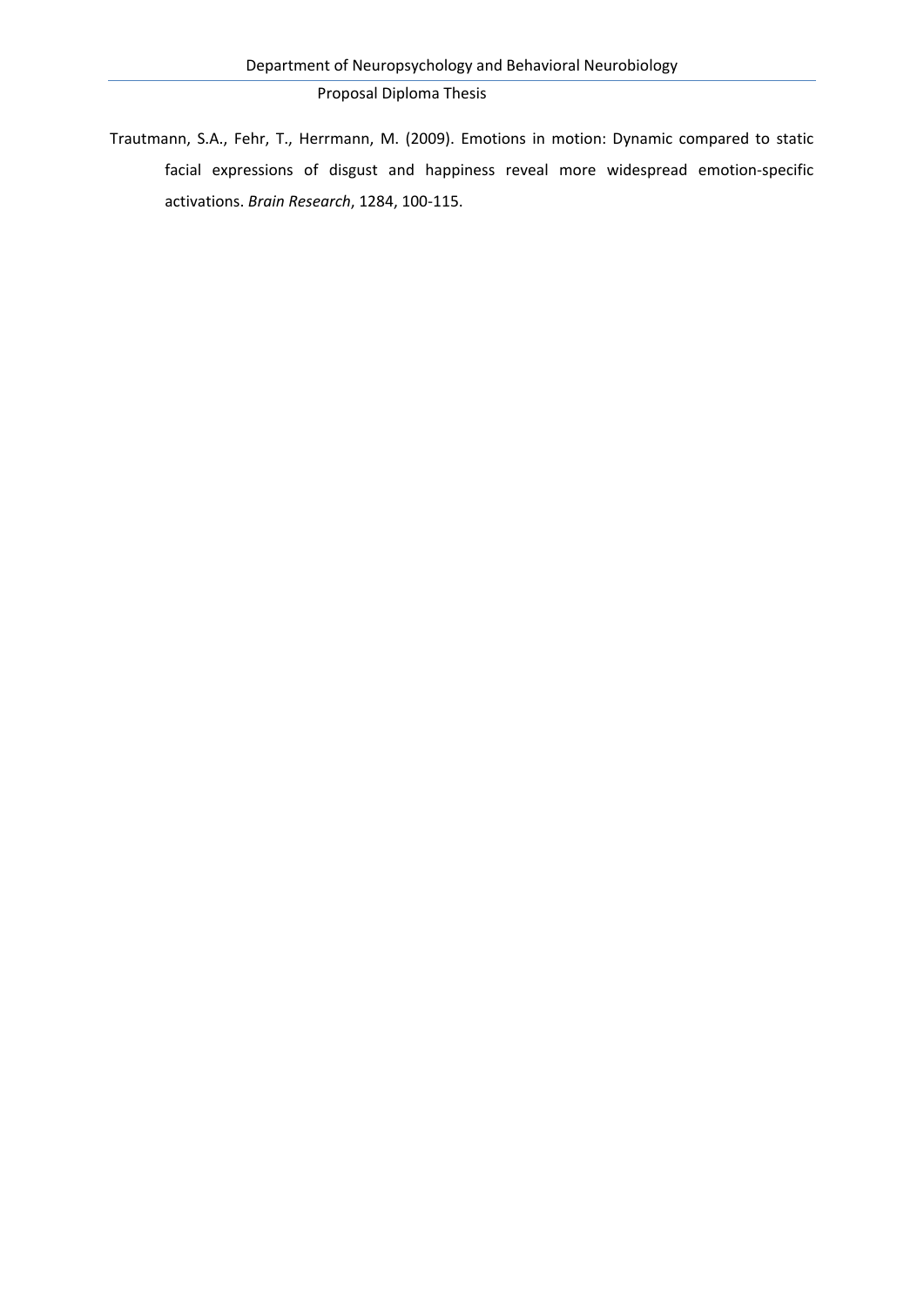Trautmann, S.A., Fehr, T., Herrmann, M. (2009). Emotions in motion: Dynamic compared to static facial expressions of disgust and happiness reveal more widespread emotion-specific activations. *Brain Research*, 1284, 100-115.